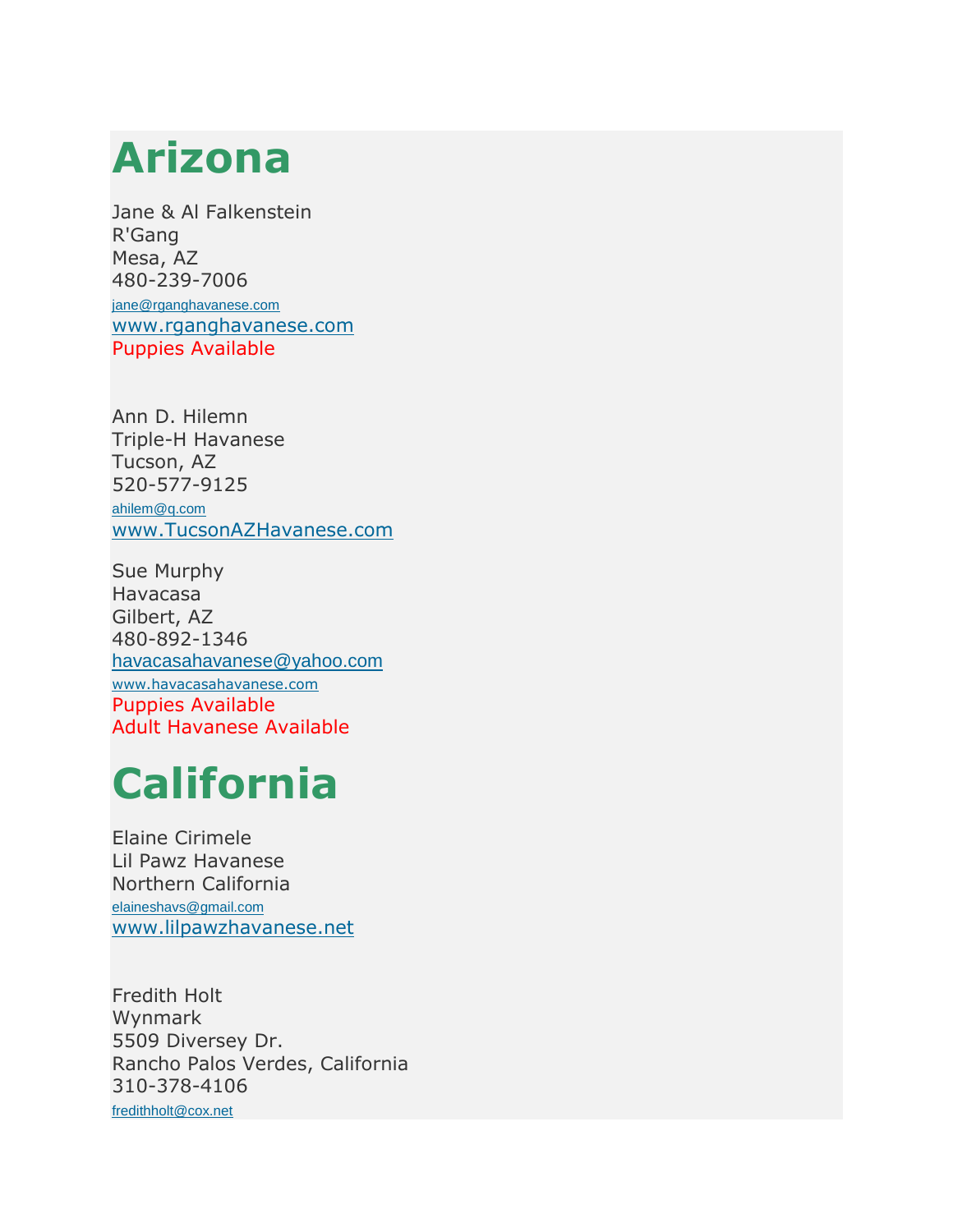# Arizona

Jane & Al Falkenstein
R'Gang
Mesa, AZ
480-239-7006
jane@rganghavanese.com
www.rganghavanese.com
Puppies Available

Ann D. Hilemn
Triple-H Havanese
Tucson, AZ
520-577-9125
ahilem@q.com
www.TucsonAZHavanese.com

Sue Murphy
Havacasa
Gilbert, AZ
480-892-1346
havacasahavanese@yahoo.com
www.havacasahavanese.com
Puppies Available
Adult Havanese Available

# California

Elaine Cirimele
Lil Pawz Havanese
Northern California
elaineshavs@gmail.com
www.lilpawzhavanese.net

Fredith Holt
Wynmark
5509 Diversey Dr.
Rancho Palos Verdes, California
310-378-4106
fredithholt@cox.net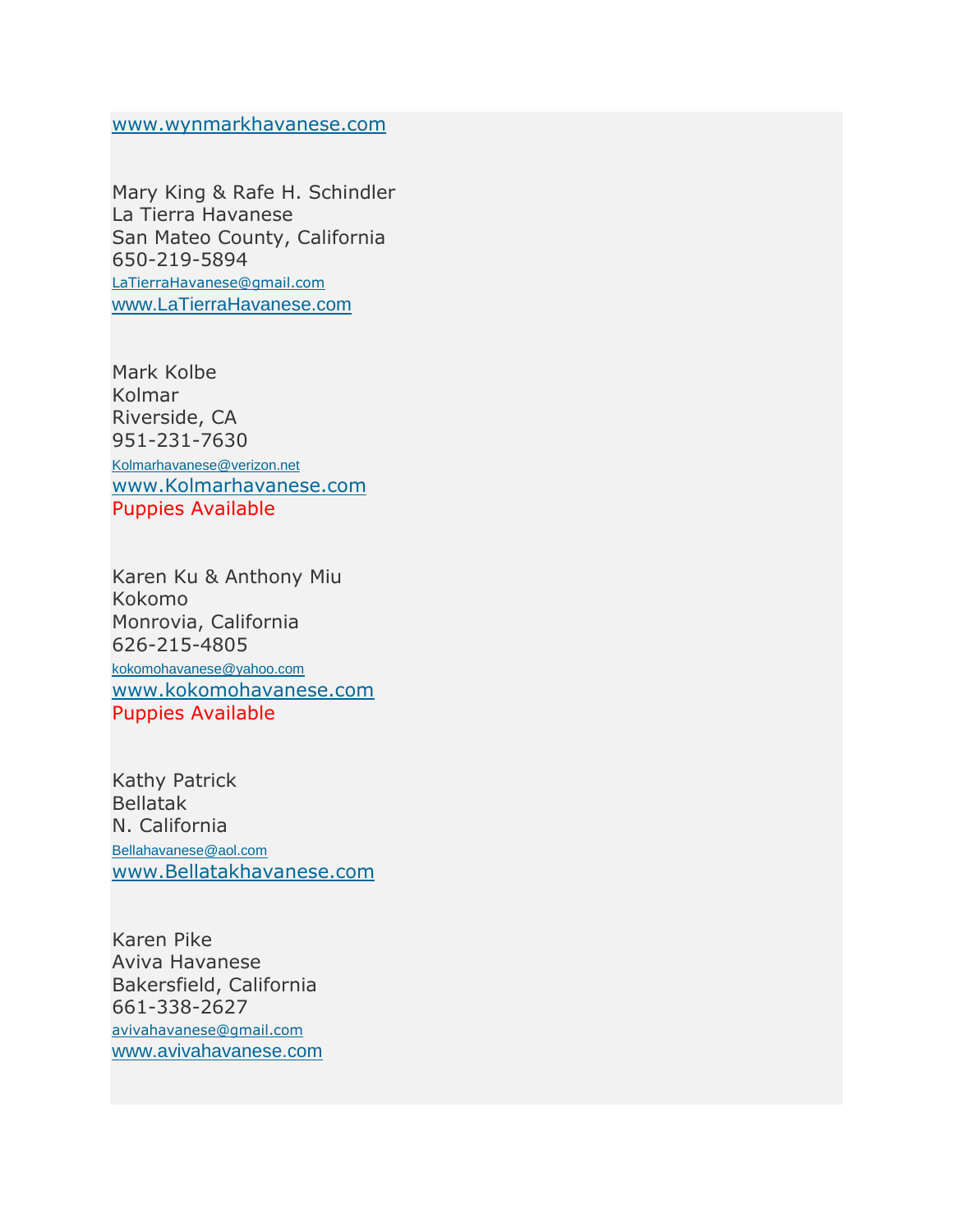www.wynmarkhavanese.com

Mary King & Rafe H. Schindler
La Tierra Havanese
San Mateo County, California
650-219-5894
LaTierraHavanese@gmail.com
www.LaTierraHavanese.com

Mark Kolbe
Kolmar
Riverside, CA
951-231-7630
Kolmarhavanese@verizon.net
www.Kolmarhavanese.com
Puppies Available

Karen Ku & Anthony Miu
Kokomo
Monrovia, California
626-215-4805
kokomohavanese@yahoo.com
www.kokomohavanese.com
Puppies Available

Kathy Patrick
Bellatak
N. California
Bellahavanese@aol.com
www.Bellatakhavanese.com

Karen Pike
Aviva Havanese
Bakersfield, California
661-338-2627
avivahavanese@gmail.com
www.avivahavanese.com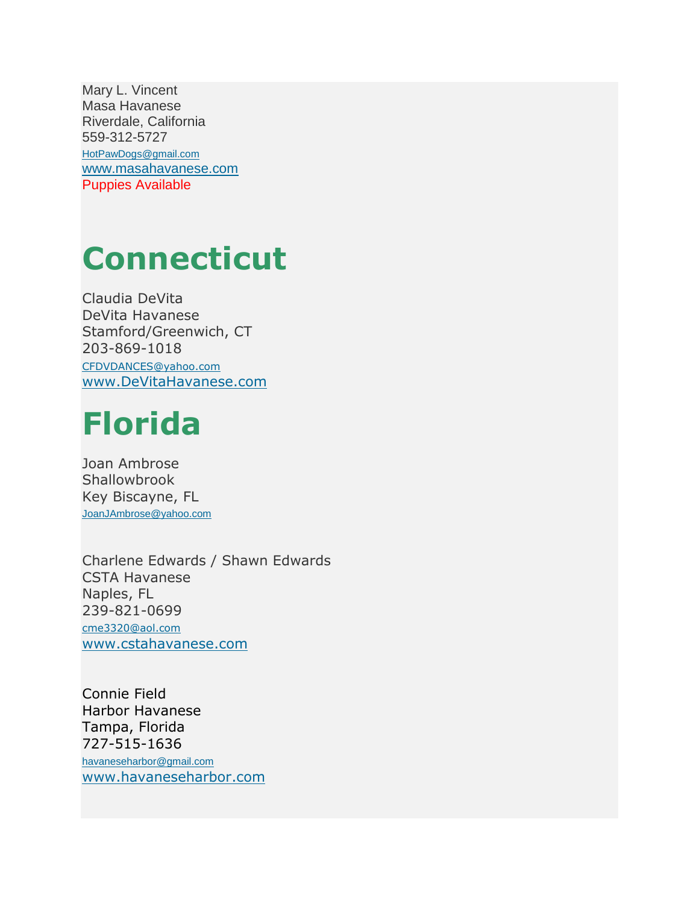Mary L. Vincent
Masa Havanese
Riverdale, California
559-312-5727
HotPawDogs@gmail.com
www.masahavanese.com
Puppies Available

# Connecticut

Claudia DeVita
DeVita Havanese
Stamford/Greenwich, CT
203-869-1018
CFDVDANCES@yahoo.com
www.DeVitaHavanese.com

# Florida

Joan Ambrose
Shallowbrook
Key Biscayne, FL
JoanJAmbrose@yahoo.com

Charlene Edwards / Shawn Edwards
CSTA Havanese
Naples, FL
239-821-0699
cme3320@aol.com
www.cstahavanese.com

Connie Field
Harbor Havanese
Tampa, Florida
727-515-1636
havaneseharbor@gmail.com
www.havaneseharbor.com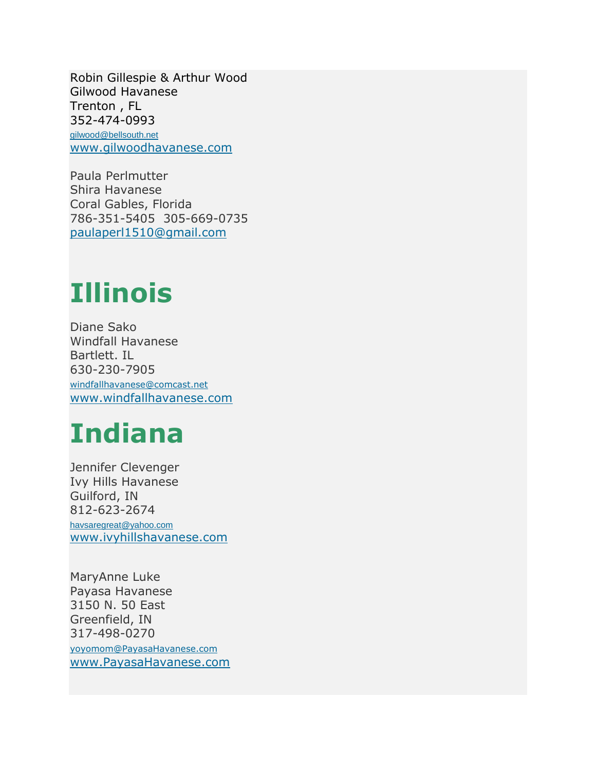Robin Gillespie & Arthur Wood
Gilwood Havanese
Trenton , FL
352-474-0993
gilwood@bellsouth.net
www.gilwoodhavanese.com

Paula Perlmutter
Shira Havanese
Coral Gables, Florida
786-351-5405  305-669-0735
paulaperl1510@gmail.com

# Illinois

Diane Sako
Windfall Havanese
Bartlett. IL
630-230-7905
windfallhavanese@comcast.net
www.windfallhavanese.com

# Indiana

Jennifer Clevenger
Ivy Hills Havanese
Guilford, IN
812-623-2674
havsaregreat@yahoo.com
www.ivyhillshavanese.com

MaryAnne Luke
Payasa Havanese
3150 N. 50 East
Greenfield, IN
317-498-0270
yoyomom@PayasaHavanese.com
www.PayasaHavanese.com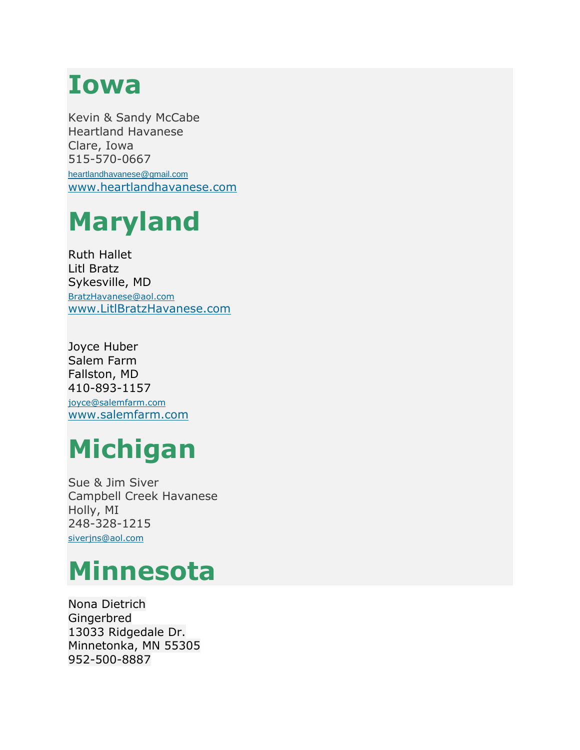# Iowa

Kevin & Sandy McCabe
Heartland Havanese
Clare, Iowa
515-570-0667
heartlandhavanese@gmail.com
www.heartlandhavanese.com

# Maryland

Ruth Hallet
Litl Bratz
Sykesville, MD
BratzHavanese@aol.com
www.LitlBratzHavanese.com

Joyce Huber
Salem Farm
Fallston, MD
410-893-1157
joyce@salemfarm.com
www.salemfarm.com

# Michigan

Sue & Jim Siver
Campbell Creek Havanese
Holly, MI
248-328-1215
siverjns@aol.com

# Minnesota

Nona Dietrich
Gingerbred
13033 Ridgedale Dr.
Minnetonka, MN 55305
952-500-8887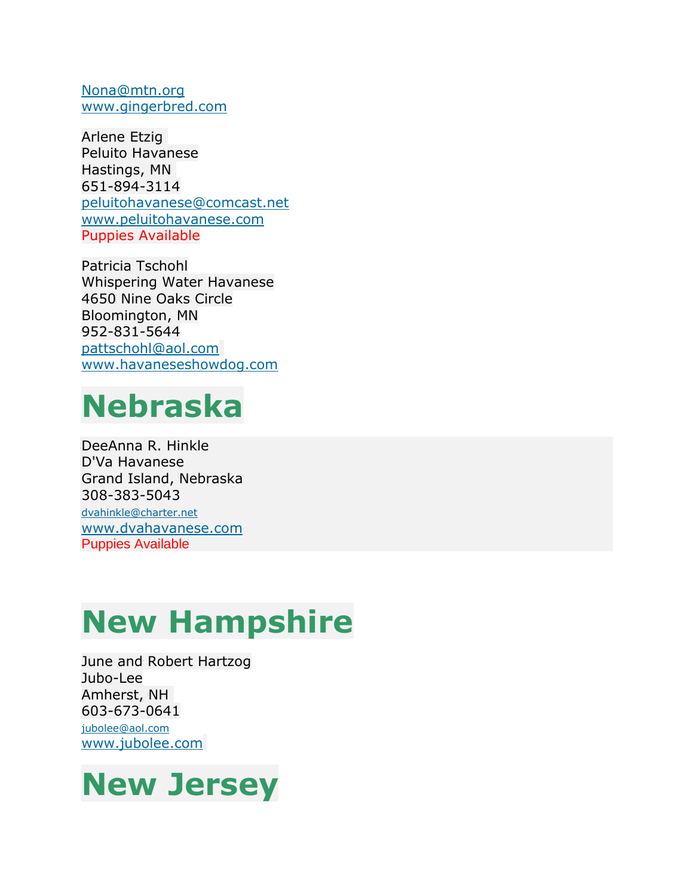Nona@mtn.org
www.gingerbred.com

Arlene Etzig
Peluito Havanese
Hastings, MN
651-894-3114
peluitohavanese@comcast.net
www.peluitohavanese.com
Puppies Available

Patricia Tschohl
Whispering Water Havanese
4650 Nine Oaks Circle
Bloomington, MN
952-831-5644
pattschohl@aol.com
www.havaneseshowdog.com

# Nebraska

DeeAnna R. Hinkle
D'Va Havanese
Grand Island, Nebraska
308-383-5043
dvahinkle@charter.net
www.dvahavanese.com
Puppies Available

# New Hampshire

June and Robert Hartzog
Jubo-Lee
Amherst, NH
603-673-0641
jubolee@aol.com
www.jubolee.com

# New Jersey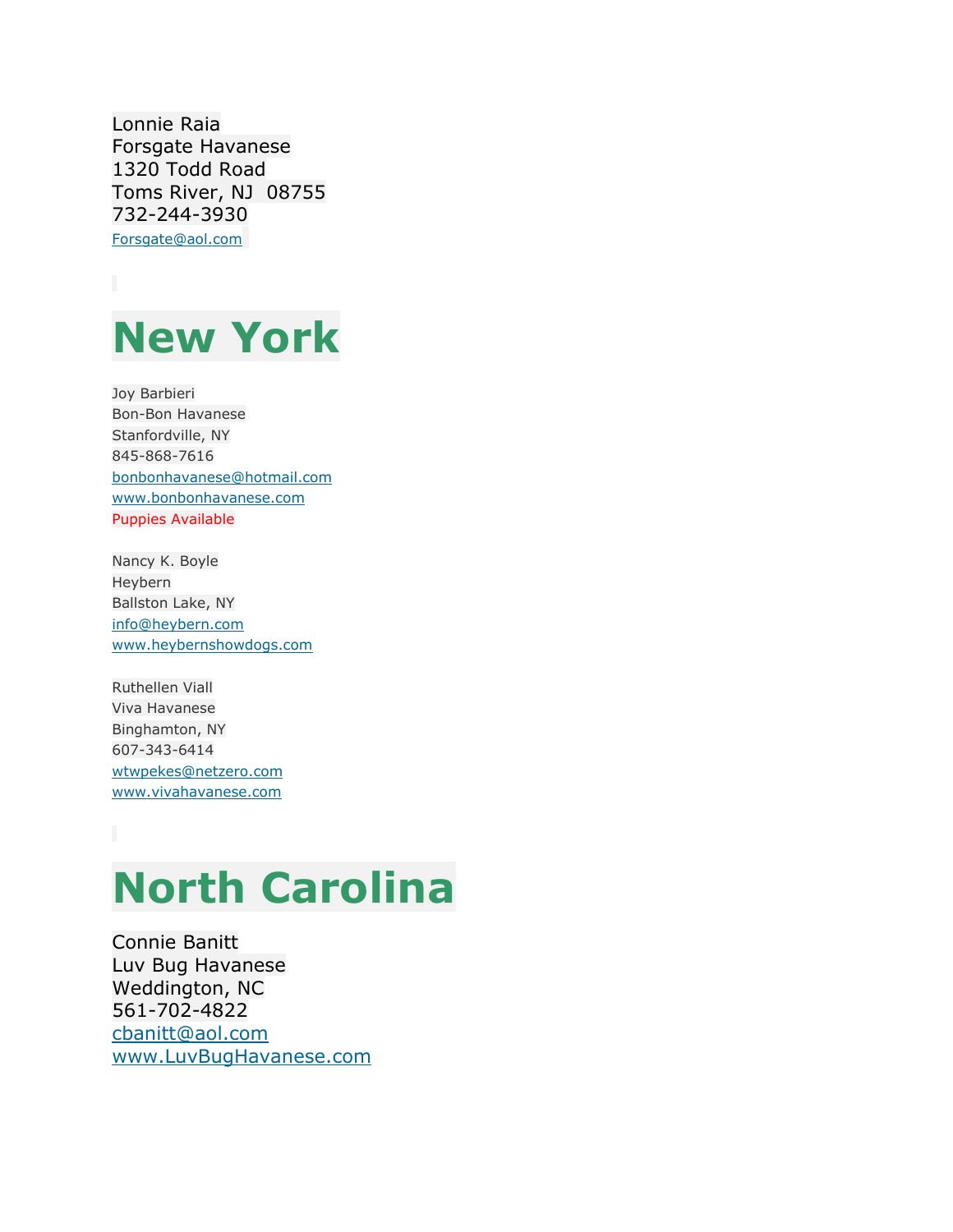Lonnie Raia
Forsgate Havanese
1320 Todd Road
Toms River, NJ  08755
732-244-3930
Forsgate@aol.com

# New York

Joy Barbieri
Bon-Bon Havanese
Stanfordville, NY
845-868-7616
bonbonhavanese@hotmail.com
www.bonbonhavanese.com
Puppies Available

Nancy K. Boyle
Heybern
Ballston Lake, NY
info@heybern.com
www.heybernshowdogs.com

Ruthellen Viall
Viva Havanese
Binghamton, NY
607-343-6414
wtwpekes@netzero.com
www.vivahavanese.com

# North Carolina

Connie Banitt
Luv Bug Havanese
Weddington, NC
561-702-4822
cbanitt@aol.com
www.LuvBugHavanese.com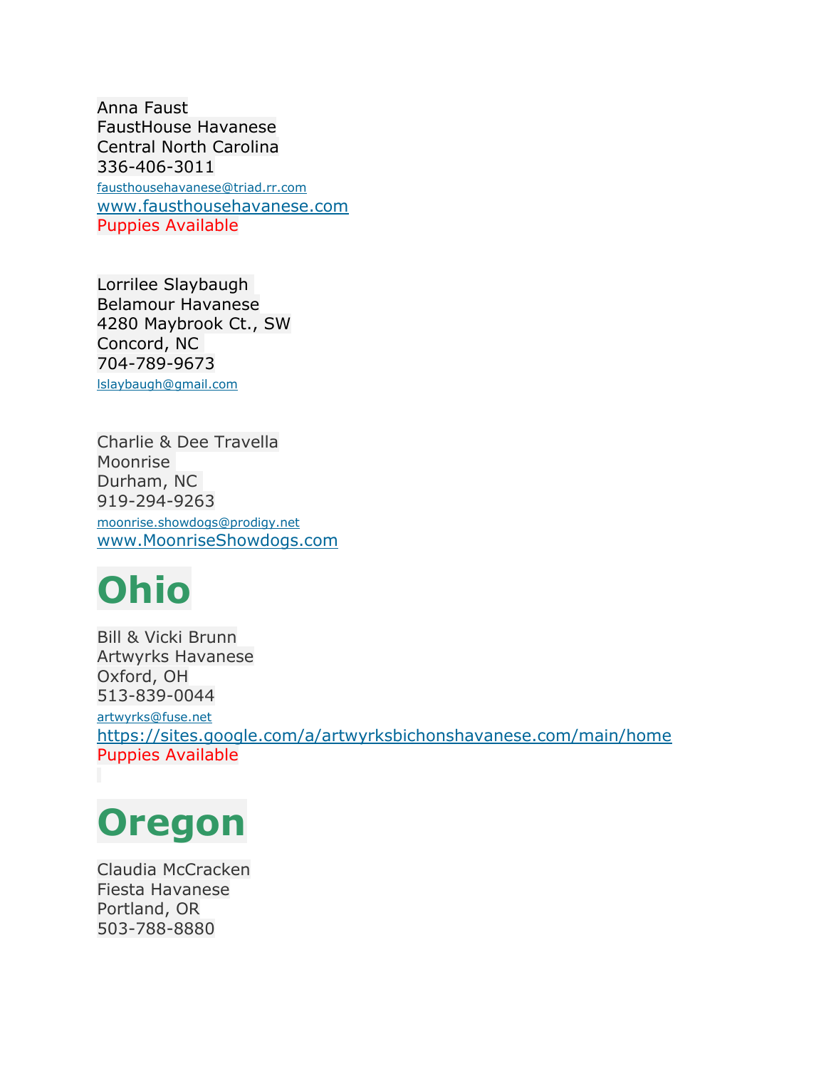Anna Faust
FaustHouse Havanese
Central North Carolina
336-406-3011
fausthousehavanese@triad.rr.com
www.fausthousehavanese.com
Puppies Available

Lorrilee Slaybaugh
Belamour Havanese
4280 Maybrook Ct., SW
Concord, NC
704-789-9673
lslaybaugh@gmail.com

Charlie & Dee Travella
Moonrise
Durham, NC
919-294-9263
moonrise.showdogs@prodigy.net
www.MoonriseShowdogs.com

# Ohio

Bill & Vicki Brunn
Artwyrks Havanese
Oxford, OH
513-839-0044
artwyrks@fuse.net
https://sites.google.com/a/artwyrksbichonshavanese.com/main/home
Puppies Available

# Oregon

Claudia McCracken
Fiesta Havanese
Portland, OR
503-788-8880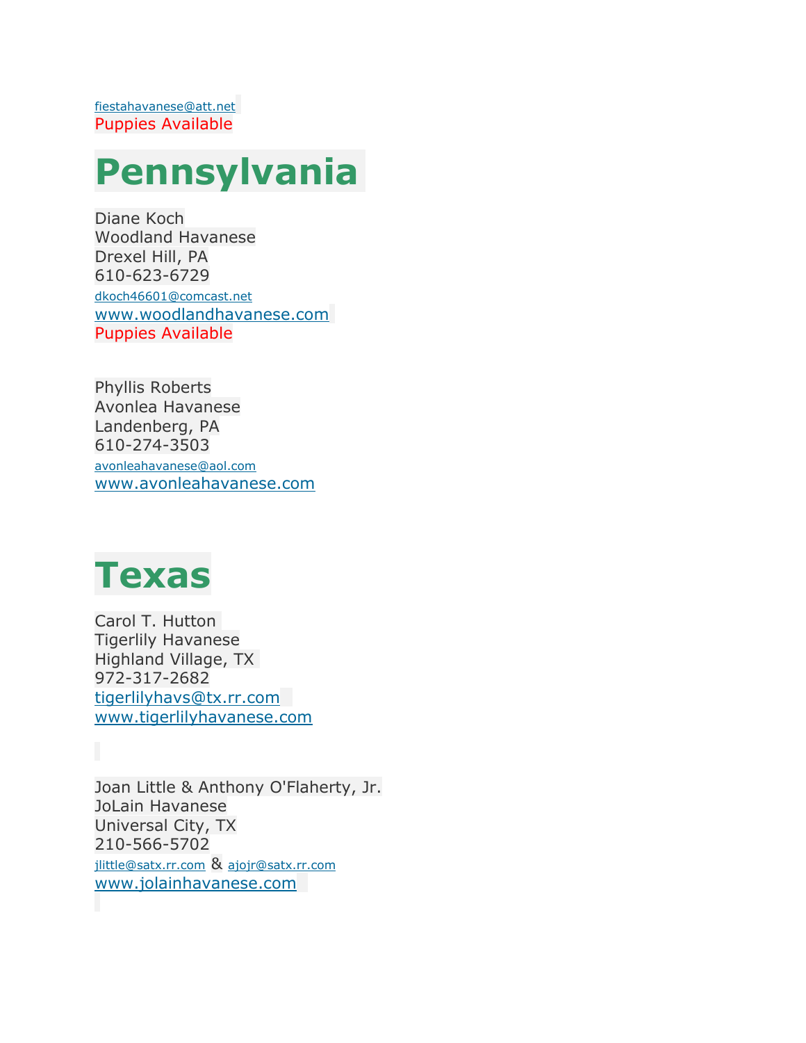fiestahavanese@att.net
Puppies Available

# Pennsylvania

Diane Koch
Woodland Havanese
Drexel Hill, PA
610-623-6729
dkoch46601@comcast.net
www.woodlandhavanese.com
Puppies Available

Phyllis Roberts
Avonlea Havanese
Landenberg, PA
610-274-3503
avonleahavanese@aol.com
www.avonleahavanese.com

# Texas

Carol T. Hutton
Tigerlily Havanese
Highland Village, TX
972-317-2682
tigerlilyhavs@tx.rr.com
www.tigerlilyhavanese.com

Joan Little & Anthony O'Flaherty, Jr.
JoLain Havanese
Universal City, TX
210-566-5702
jlittle@satx.rr.com & ajojr@satx.rr.com
www.jolainhavanese.com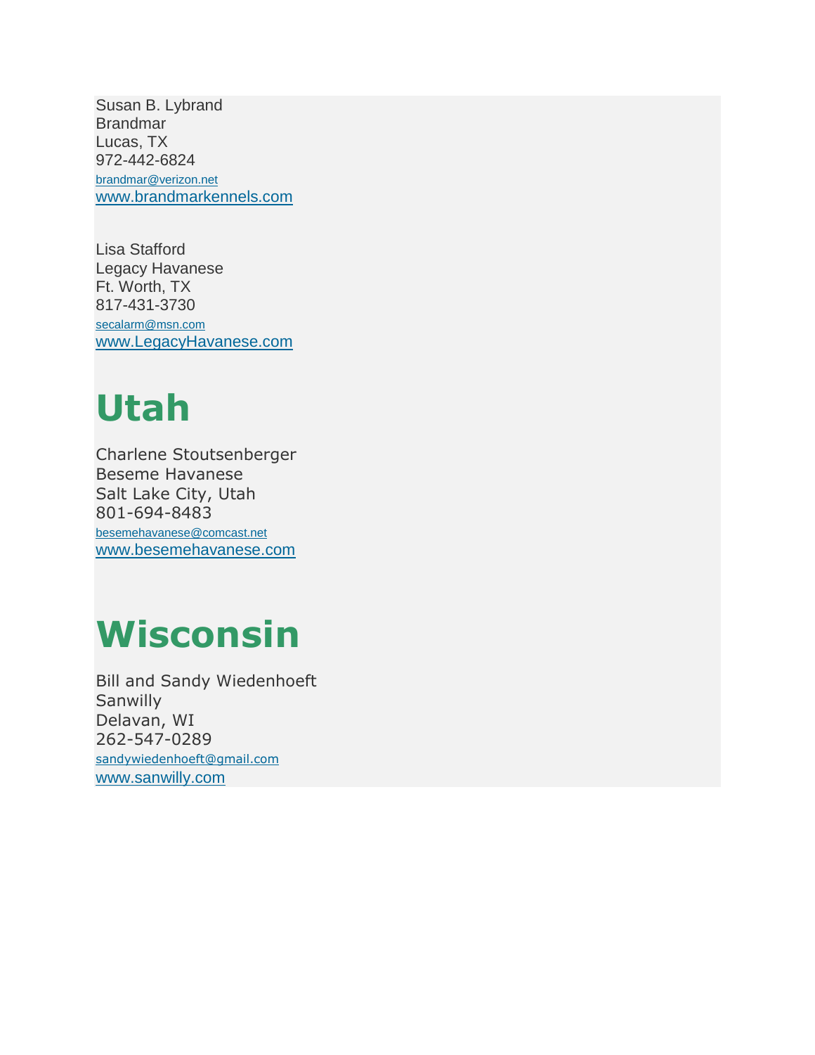Susan B. Lybrand
Brandmar
Lucas, TX
972-442-6824
brandmar@verizon.net
www.brandmarkennels.com

Lisa Stafford
Legacy Havanese
Ft. Worth, TX
817-431-3730
secalarm@msn.com
www.LegacyHavanese.com

# Utah

Charlene Stoutsenberger
Beseme Havanese
Salt Lake City, Utah
801-694-8483
besemehavanese@comcast.net
www.besemehavanese.com

# Wisconsin

Bill and Sandy Wiedenhoeft
Sanwilly
Delavan, WI
262-547-0289
sandywiedenhoeft@gmail.com
www.sanwilly.com